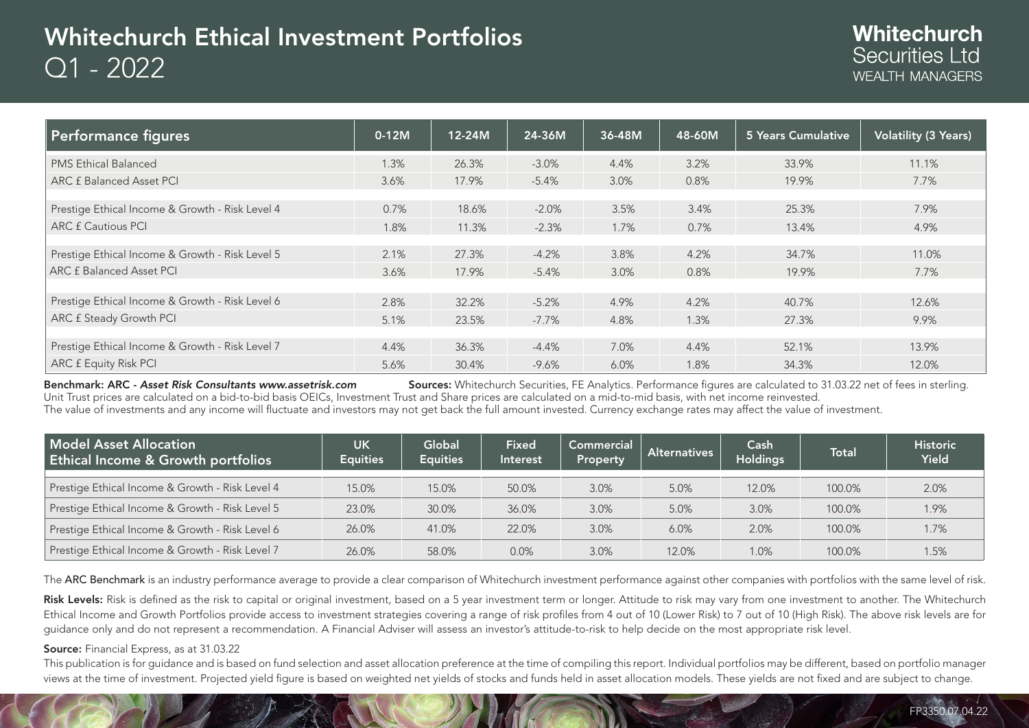# Whitechurch Ethical Investment Portfolios
Q1 - 2022

**Whitechurch**
Securities Ltd
WEALTH MANAGERS

| Performance figures | 0-12M | 12-24M | 24-36M | 36-48M | 48-60M | 5 Years Cumulative | Volatility (3 Years) |
|---|---|---|---|---|---|---|---|
| PMS Ethical Balanced | 1.3% | 26.3% | -3.0% | 4.4% | 3.2% | 33.9% | 11.1% |
| ARC £ Balanced Asset PCI | 3.6% | 17.9% | -5.4% | 3.0% | 0.8% | 19.9% | 7.7% |
| Prestige Ethical Income & Growth - Risk Level 4 | 0.7% | 18.6% | -2.0% | 3.5% | 3.4% | 25.3% | 7.9% |
| ARC £ Cautious PCI | 1.8% | 11.3% | -2.3% | 1.7% | 0.7% | 13.4% | 4.9% |
| Prestige Ethical Income & Growth - Risk Level 5 | 2.1% | 27.3% | -4.2% | 3.8% | 4.2% | 34.7% | 11.0% |
| ARC £ Balanced Asset PCI | 3.6% | 17.9% | -5.4% | 3.0% | 0.8% | 19.9% | 7.7% |
| Prestige Ethical Income & Growth - Risk Level 6 | 2.8% | 32.2% | -5.2% | 4.9% | 4.2% | 40.7% | 12.6% |
| ARC £ Steady Growth PCI | 5.1% | 23.5% | -7.7% | 4.8% | 1.3% | 27.3% | 9.9% |
| Prestige Ethical Income & Growth - Risk Level 7 | 4.4% | 36.3% | -4.4% | 7.0% | 4.4% | 52.1% | 13.9% |
| ARC £ Equity Risk PCI | 5.6% | 30.4% | -9.6% | 6.0% | 1.8% | 34.3% | 12.0% |

**Benchmark: ARC -** ***Asset Risk Consultants www.assetrisk.com*** **Sources:** Whitechurch Securities, FE Analytics. Performance figures are calculated to 31.03.22 net of fees in sterling. Unit Trust prices are calculated on a bid-to-bid basis OEICs, Investment Trust and Share prices are calculated on a mid-to-mid basis, with net income reinvested.
The value of investments and any income will fluctuate and investors may not get back the full amount invested. Currency exchange rates may affect the value of investment.

| Model Asset Allocation Ethical Income & Growth portfolios | UK Equities | Global Equities | Fixed Interest | Commercial Property | Alternatives | Cash Holdings | Total | Historic Yield |
|---|---|---|---|---|---|---|---|---|
| Prestige Ethical Income & Growth - Risk Level 4 | 15.0% | 15.0% | 50.0% | 3.0% | 5.0% | 12.0% | 100.0% | 2.0% |
| Prestige Ethical Income & Growth - Risk Level 5 | 23.0% | 30.0% | 36.0% | 3.0% | 5.0% | 3.0% | 100.0% | 1.9% |
| Prestige Ethical Income & Growth - Risk Level 6 | 26.0% | 41.0% | 22.0% | 3.0% | 6.0% | 2.0% | 100.0% | 1.7% |
| Prestige Ethical Income & Growth - Risk Level 7 | 26.0% | 58.0% | 0.0% | 3.0% | 12.0% | 1.0% | 100.0% | 1.5% |

The **ARC Benchmark** is an industry performance average to provide a clear comparison of Whitechurch investment performance against other companies with portfolios with the same level of risk.

**Risk Levels:** Risk is defined as the risk to capital or original investment, based on a 5 year investment term or longer. Attitude to risk may vary from one investment to another. The Whitechurch Ethical Income and Growth Portfolios provide access to investment strategies covering a range of risk profiles from 4 out of 10 (Lower Risk) to 7 out of 10 (High Risk). The above risk levels are for guidance only and do not represent a recommendation. A Financial Adviser will assess an investor's attitude-to-risk to help decide on the most appropriate risk level.

**Source:** Financial Express, as at 31.03.22

This publication is for guidance and is based on fund selection and asset allocation preference at the time of compiling this report. Individual portfolios may be different, based on portfolio manager views at the time of investment. Projected yield figure is based on weighted net yields of stocks and funds held in asset allocation models. These yields are not fixed and are subject to change.

FP3350.07.04.22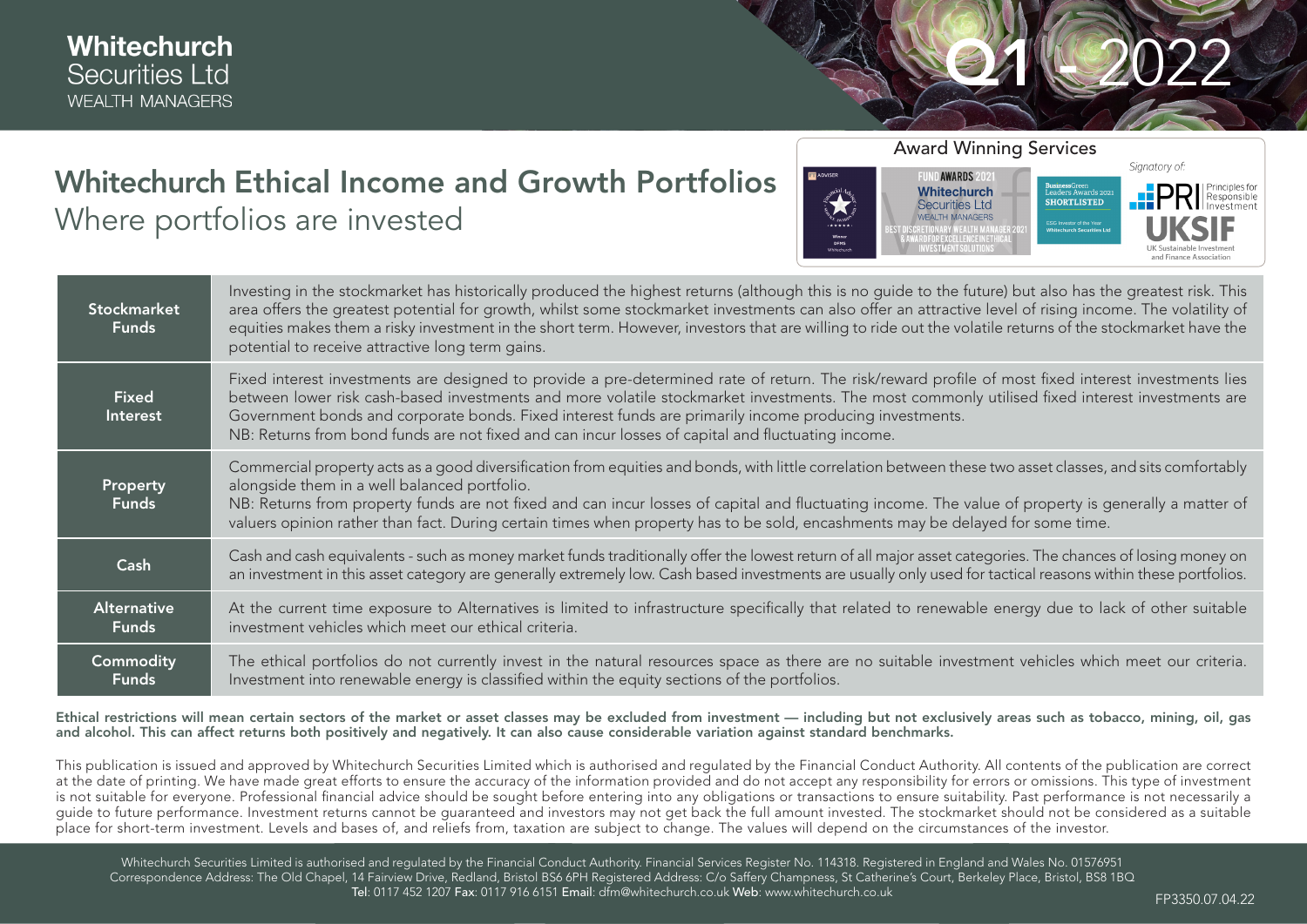**Whitechurch** Securities Ltd
WEALTH MANAGERS

Q1 - 2022

# Whitechurch Ethical Income and Growth Portfolios

## Where portfolios are invested

Award Winning Services

FT ADVISER Financial Adviser Service Awards ★★★★★ Winner DFMS Whitechurch

FUND AWARDS 2021 Whitechurch Securities Ltd WEALTH MANAGERS BEST DISCRETIONARY WEALTH MANAGER 2021 & AWARD FOR EXCELLENCE IN ETHICAL INVESTMENT SOLUTIONS

BusinessGreen Leaders Awards 2021 SHORTLISTED ESG Investor of the Year Whitechurch Securities Ltd

Signatory of: PRI Principles for Responsible Investment

UKSIF UK Sustainable Investment and Finance Association

| | |
|---|---|
| **Stockmarket Funds** | Investing in the stockmarket has historically produced the highest returns (although this is no guide to the future) but also has the greatest risk. This area offers the greatest potential for growth, whilst some stockmarket investments can also offer an attractive level of rising income. The volatility of equities makes them a risky investment in the short term. However, investors that are willing to ride out the volatile returns of the stockmarket have the potential to receive attractive long term gains. |
| **Fixed Interest** | Fixed interest investments are designed to provide a pre-determined rate of return. The risk/reward profile of most fixed interest investments lies between lower risk cash-based investments and more volatile stockmarket investments. The most commonly utilised fixed interest investments are Government bonds and corporate bonds. Fixed interest funds are primarily income producing investments. NB: Returns from bond funds are not fixed and can incur losses of capital and fluctuating income. |
| **Property Funds** | Commercial property acts as a good diversification from equities and bonds, with little correlation between these two asset classes, and sits comfortably alongside them in a well balanced portfolio. NB: Returns from property funds are not fixed and can incur losses of capital and fluctuating income. The value of property is generally a matter of valuers opinion rather than fact. During certain times when property has to be sold, encashments may be delayed for some time. |
| **Cash** | Cash and cash equivalents - such as money market funds traditionally offer the lowest return of all major asset categories. The chances of losing money on an investment in this asset category are generally extremely low. Cash based investments are usually only used for tactical reasons within these portfolios. |
| **Alternative Funds** | At the current time exposure to Alternatives is limited to infrastructure specifically that related to renewable energy due to lack of other suitable investment vehicles which meet our ethical criteria. |
| **Commodity Funds** | The ethical portfolios do not currently invest in the natural resources space as there are no suitable investment vehicles which meet our criteria. Investment into renewable energy is classified within the equity sections of the portfolios. |

**Ethical restrictions will mean certain sectors of the market or asset classes may be excluded from investment — including but not exclusively areas such as tobacco, mining, oil, gas and alcohol. This can affect returns both positively and negatively. It can also cause considerable variation against standard benchmarks.**

This publication is issued and approved by Whitechurch Securities Limited which is authorised and regulated by the Financial Conduct Authority. All contents of the publication are correct at the date of printing. We have made great efforts to ensure the accuracy of the information provided and do not accept any responsibility for errors or omissions. This type of investment is not suitable for everyone. Professional financial advice should be sought before entering into any obligations or transactions to ensure suitability. Past performance is not necessarily a guide to future performance. Investment returns cannot be guaranteed and investors may not get back the full amount invested. The stockmarket should not be considered as a suitable place for short-term investment. Levels and bases of, and reliefs from, taxation are subject to change. The values will depend on the circumstances of the investor.

Whitechurch Securities Limited is authorised and regulated by the Financial Conduct Authority. Financial Services Register No. 114318. Registered in England and Wales No. 01576951
Correspondence Address: The Old Chapel, 14 Fairview Drive, Redland, Bristol BS6 6PH Registered Address: C/o Saffery Champness, St Catherine's Court, Berkeley Place, Bristol, BS8 1BQ
**Tel**: 0117 452 1207 **Fax**: 0117 916 6151 **Email**: dfm@whitechurch.co.uk **Web**: www.whitechurch.co.uk

FP3350.07.04.22